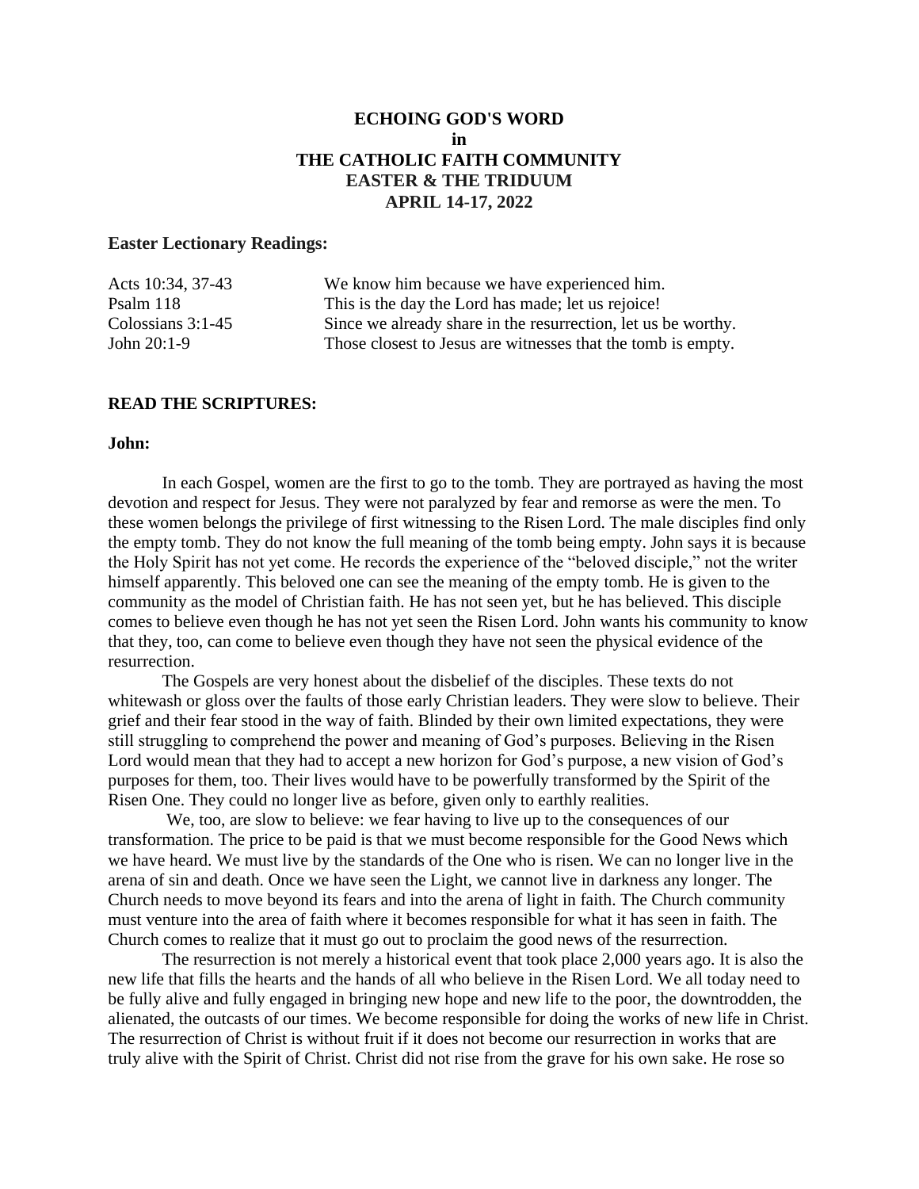# ECHOING GOD'S WORD
## in
## THE CATHOLIC FAITH COMMUNITY
## EASTER & THE TRIDUUM
## APRIL 14-17, 2022

**Easter Lectionary Readings:**

| | |
|---|---|
| Acts 10:34, 37-43 | We know him because we have experienced him. |
| Psalm 118 | This is the day the Lord has made; let us rejoice! |
| Colossians 3:1-45 | Since we already share in the resurrection, let us be worthy. |
| John 20:1-9 | Those closest to Jesus are witnesses that the tomb is empty. |

**READ THE SCRIPTURES:**

**John:**

In each Gospel, women are the first to go to the tomb. They are portrayed as having the most devotion and respect for Jesus. They were not paralyzed by fear and remorse as were the men. To these women belongs the privilege of first witnessing to the Risen Lord. The male disciples find only the empty tomb. They do not know the full meaning of the tomb being empty. John says it is because the Holy Spirit has not yet come. He records the experience of the "beloved disciple," not the writer himself apparently. This beloved one can see the meaning of the empty tomb. He is given to the community as the model of Christian faith. He has not seen yet, but he has believed. This disciple comes to believe even though he has not yet seen the Risen Lord. John wants his community to know that they, too, can come to believe even though they have not seen the physical evidence of the resurrection.

The Gospels are very honest about the disbelief of the disciples. These texts do not whitewash or gloss over the faults of those early Christian leaders. They were slow to believe. Their grief and their fear stood in the way of faith. Blinded by their own limited expectations, they were still struggling to comprehend the power and meaning of God's purposes. Believing in the Risen Lord would mean that they had to accept a new horizon for God's purpose, a new vision of God's purposes for them, too. Their lives would have to be powerfully transformed by the Spirit of the Risen One. They could no longer live as before, given only to earthly realities.

We, too, are slow to believe: we fear having to live up to the consequences of our transformation. The price to be paid is that we must become responsible for the Good News which we have heard. We must live by the standards of the One who is risen. We can no longer live in the arena of sin and death. Once we have seen the Light, we cannot live in darkness any longer. The Church needs to move beyond its fears and into the arena of light in faith. The Church community must venture into the area of faith where it becomes responsible for what it has seen in faith. The Church comes to realize that it must go out to proclaim the good news of the resurrection.

The resurrection is not merely a historical event that took place 2,000 years ago. It is also the new life that fills the hearts and the hands of all who believe in the Risen Lord. We all today need to be fully alive and fully engaged in bringing new hope and new life to the poor, the downtrodden, the alienated, the outcasts of our times. We become responsible for doing the works of new life in Christ. The resurrection of Christ is without fruit if it does not become our resurrection in works that are truly alive with the Spirit of Christ. Christ did not rise from the grave for his own sake. He rose so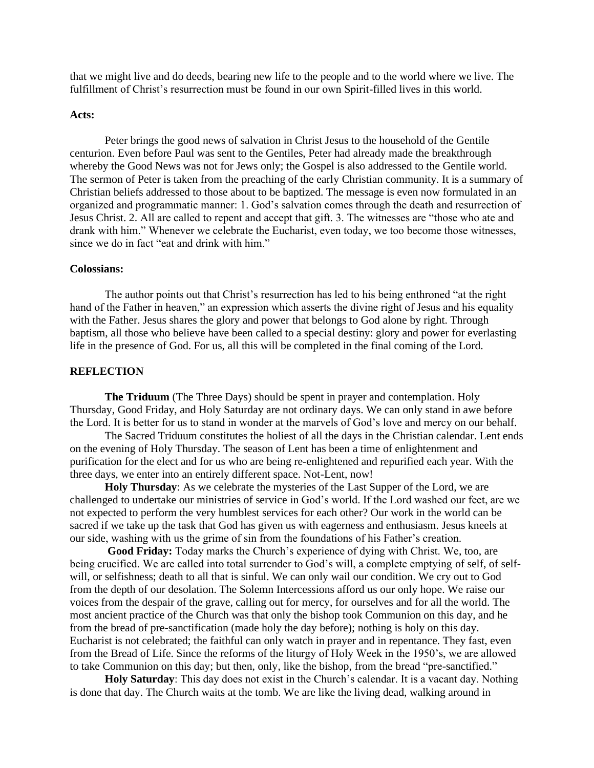that we might live and do deeds, bearing new life to the people and to the world where we live. The fulfillment of Christ's resurrection must be found in our own Spirit-filled lives in this world.

**Acts:**

Peter brings the good news of salvation in Christ Jesus to the household of the Gentile centurion. Even before Paul was sent to the Gentiles, Peter had already made the breakthrough whereby the Good News was not for Jews only; the Gospel is also addressed to the Gentile world. The sermon of Peter is taken from the preaching of the early Christian community. It is a summary of Christian beliefs addressed to those about to be baptized. The message is even now formulated in an organized and programmatic manner: 1. God's salvation comes through the death and resurrection of Jesus Christ. 2. All are called to repent and accept that gift. 3. The witnesses are "those who ate and drank with him." Whenever we celebrate the Eucharist, even today, we too become those witnesses, since we do in fact "eat and drink with him."

**Colossians:**

The author points out that Christ's resurrection has led to his being enthroned "at the right hand of the Father in heaven," an expression which asserts the divine right of Jesus and his equality with the Father. Jesus shares the glory and power that belongs to God alone by right. Through baptism, all those who believe have been called to a special destiny: glory and power for everlasting life in the presence of God. For us, all this will be completed in the final coming of the Lord.

**REFLECTION**

**The Triduum** (The Three Days) should be spent in prayer and contemplation. Holy Thursday, Good Friday, and Holy Saturday are not ordinary days. We can only stand in awe before the Lord. It is better for us to stand in wonder at the marvels of God's love and mercy on our behalf.

The Sacred Triduum constitutes the holiest of all the days in the Christian calendar. Lent ends on the evening of Holy Thursday. The season of Lent has been a time of enlightenment and purification for the elect and for us who are being re-enlightened and repurified each year. With the three days, we enter into an entirely different space. Not-Lent, now!

**Holy Thursday**: As we celebrate the mysteries of the Last Supper of the Lord, we are challenged to undertake our ministries of service in God's world. If the Lord washed our feet, are we not expected to perform the very humblest services for each other? Our work in the world can be sacred if we take up the task that God has given us with eagerness and enthusiasm. Jesus kneels at our side, washing with us the grime of sin from the foundations of his Father's creation.

**Good Friday:** Today marks the Church's experience of dying with Christ. We, too, are being crucified. We are called into total surrender to God's will, a complete emptying of self, of self-will, or selfishness; death to all that is sinful. We can only wail our condition. We cry out to God from the depth of our desolation. The Solemn Intercessions afford us our only hope. We raise our voices from the despair of the grave, calling out for mercy, for ourselves and for all the world. The most ancient practice of the Church was that only the bishop took Communion on this day, and he from the bread of pre-sanctification (made holy the day before); nothing is holy on this day. Eucharist is not celebrated; the faithful can only watch in prayer and in repentance. They fast, even from the Bread of Life. Since the reforms of the liturgy of Holy Week in the 1950's, we are allowed to take Communion on this day; but then, only, like the bishop, from the bread "pre-sanctified."

**Holy Saturday**: This day does not exist in the Church's calendar. It is a vacant day. Nothing is done that day. The Church waits at the tomb. We are like the living dead, walking around in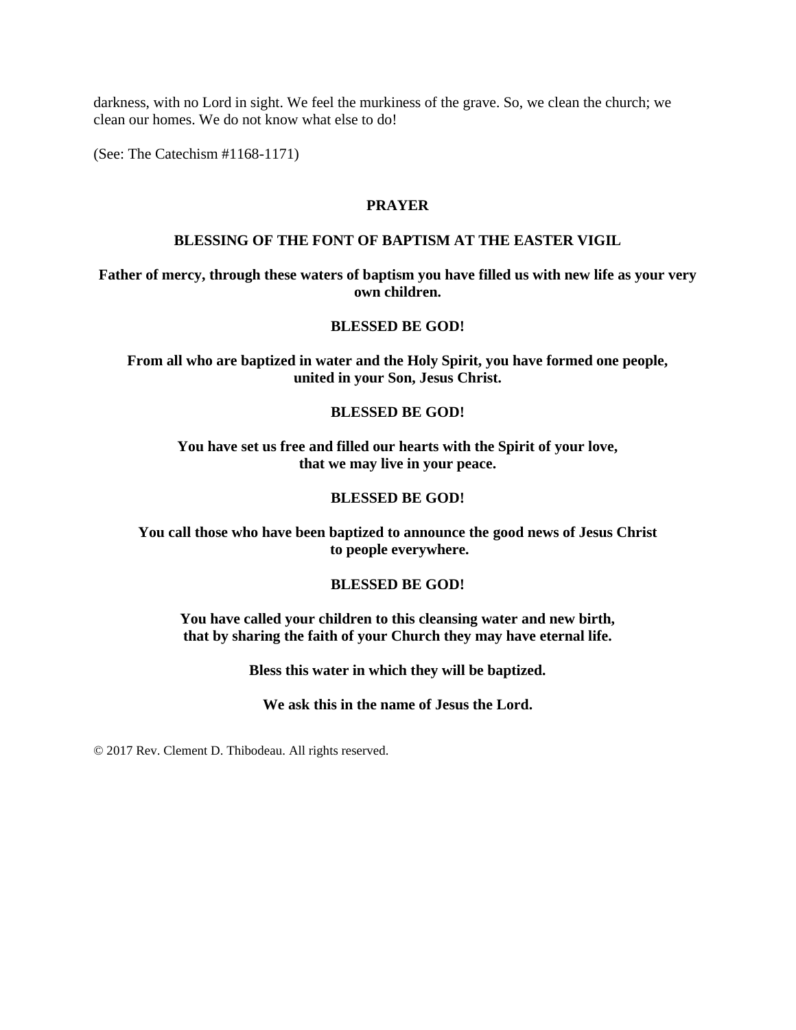darkness, with no Lord in sight. We feel the murkiness of the grave. So, we clean the church; we clean our homes. We do not know what else to do!

(See: The Catechism #1168-1171)

## PRAYER

### BLESSING OF THE FONT OF BAPTISM AT THE EASTER VIGIL

**Father of mercy, through these waters of baptism you have filled us with new life as your very own children.**

**BLESSED BE GOD!**

**From all who are baptized in water and the Holy Spirit, you have formed one people, united in your Son, Jesus Christ.**

**BLESSED BE GOD!**

**You have set us free and filled our hearts with the Spirit of your love, that we may live in your peace.**

**BLESSED BE GOD!**

**You call those who have been baptized to announce the good news of Jesus Christ to people everywhere.**

**BLESSED BE GOD!**

**You have called your children to this cleansing water and new birth, that by sharing the faith of your Church they may have eternal life.**

**Bless this water in which they will be baptized.**

**We ask this in the name of Jesus the Lord.**

© 2017 Rev. Clement D. Thibodeau. All rights reserved.